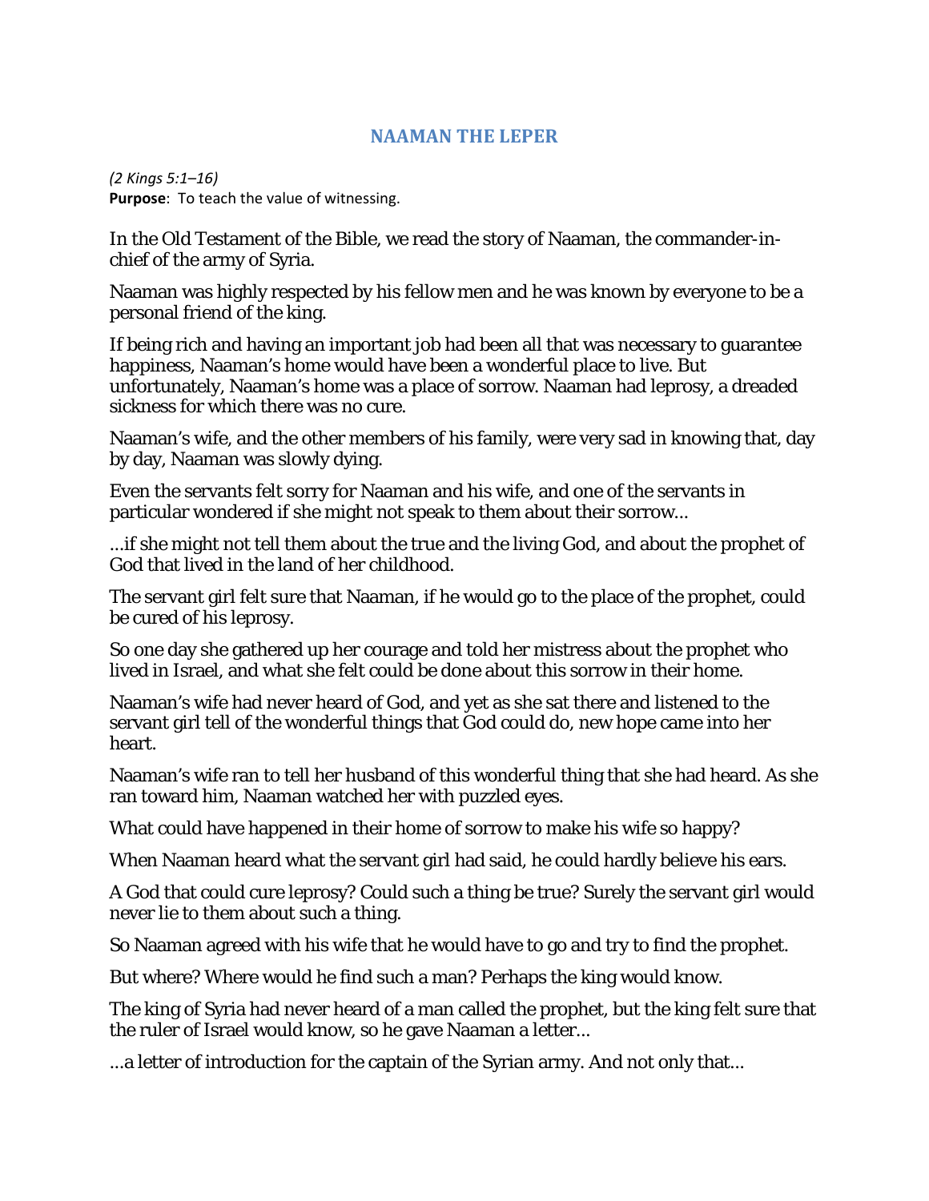# NAAMAN THE LEPER

*(2 Kings 5:1–16)*
**Purpose**: To teach the value of witnessing.

In the Old Testament of the Bible, we read the story of Naaman, the commander-in-chief of the army of Syria.

Naaman was highly respected by his fellow men and he was known by everyone to be a personal friend of the king.

If being rich and having an important job had been all that was necessary to guarantee happiness, Naaman's home would have been a wonderful place to live. But unfortunately, Naaman's home was a place of sorrow. Naaman had leprosy, a dreaded sickness for which there was no cure.

Naaman's wife, and the other members of his family, were very sad in knowing that, day by day, Naaman was slowly dying.

Even the servants felt sorry for Naaman and his wife, and one of the servants in particular wondered if she might not speak to them about their sorrow...

...if she might not tell them about the true and the living God, and about the prophet of God that lived in the land of her childhood.

The servant girl felt sure that Naaman, if he would go to the place of the prophet, could be cured of his leprosy.

So one day she gathered up her courage and told her mistress about the prophet who lived in Israel, and what she felt could be done about this sorrow in their home.

Naaman's wife had never heard of God, and yet as she sat there and listened to the servant girl tell of the wonderful things that God could do, new hope came into her heart.

Naaman's wife ran to tell her husband of this wonderful thing that she had heard. As she ran toward him, Naaman watched her with puzzled eyes.

What could have happened in their home of sorrow to make his wife so happy?

When Naaman heard what the servant girl had said, he could hardly believe his ears.

A God that could cure leprosy? Could such a thing be true? Surely the servant girl would never lie to them about such a thing.

So Naaman agreed with his wife that he would have to go and try to find the prophet.

But where? Where would he find such a man? Perhaps the king would know.

The king of Syria had never heard of a man called the prophet, but the king felt sure that the ruler of Israel would know, so he gave Naaman a letter...

...a letter of introduction for the captain of the Syrian army. And not only that...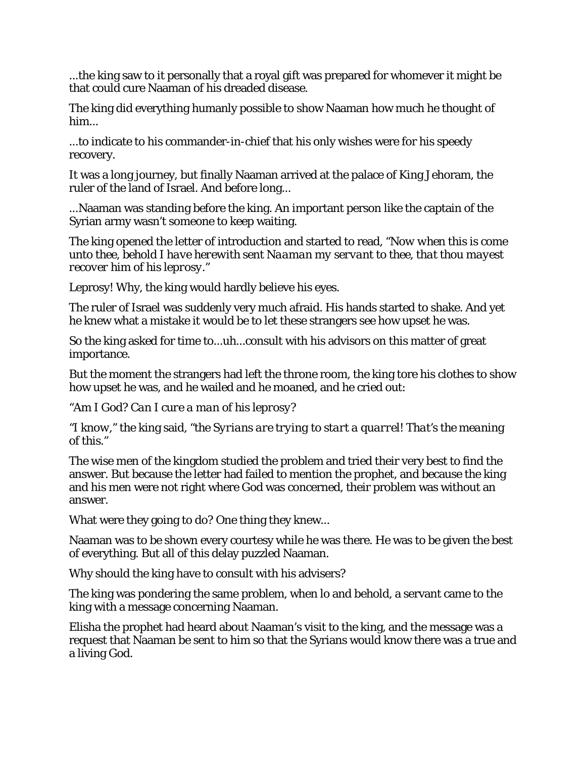...the king saw to it personally that a royal gift was prepared for whomever it might be that could cure Naaman of his dreaded disease.

The king did everything humanly possible to show Naaman how much he thought of him...

...to indicate to his commander-in-chief that his only wishes were for his speedy recovery.

It was a long journey, but finally Naaman arrived at the palace of King Jehoram, the ruler of the land of Israel. And before long...

...Naaman was standing before the king. An important person like the captain of the Syrian army wasn't someone to keep waiting.

The king opened the letter of introduction and started to read, "*Now when this is come unto thee, behold I have herewith sent Naaman my servant to thee, that thou mayest recover him of his leprosy.*"

Leprosy! Why, the king would hardly believe his eyes.

The ruler of Israel was suddenly very much afraid. His hands started to shake. And yet he knew what a mistake it would be to let these strangers see how upset he was.

So the king asked for time to...uh...consult with his advisors on this matter of great importance.

But the moment the strangers had left the throne room, the king tore his clothes to show how upset he was, and he wailed and he moaned, and he cried out:

"*Am I God? Can I cure a man of his leprosy?*

"*I know,*" the king said, "*the Syrians are trying to start a quarrel! That's the meaning of this.*"

The wise men of the kingdom studied the problem and tried their very best to find the answer. But because the letter had failed to mention the prophet, and because the king and his men were not right where God was concerned, their problem was without an answer.

What were they going to do? One thing they knew...

Naaman was to be shown every courtesy while he was there. He was to be given the best of everything. But all of this delay puzzled Naaman.

Why should the king have to consult with his advisers?

The king was pondering the same problem, when lo and behold, a servant came to the king with a message concerning Naaman.

Elisha the prophet had heard about Naaman's visit to the king, and the message was a request that Naaman be sent to him so that the Syrians would know there was a true and a living God.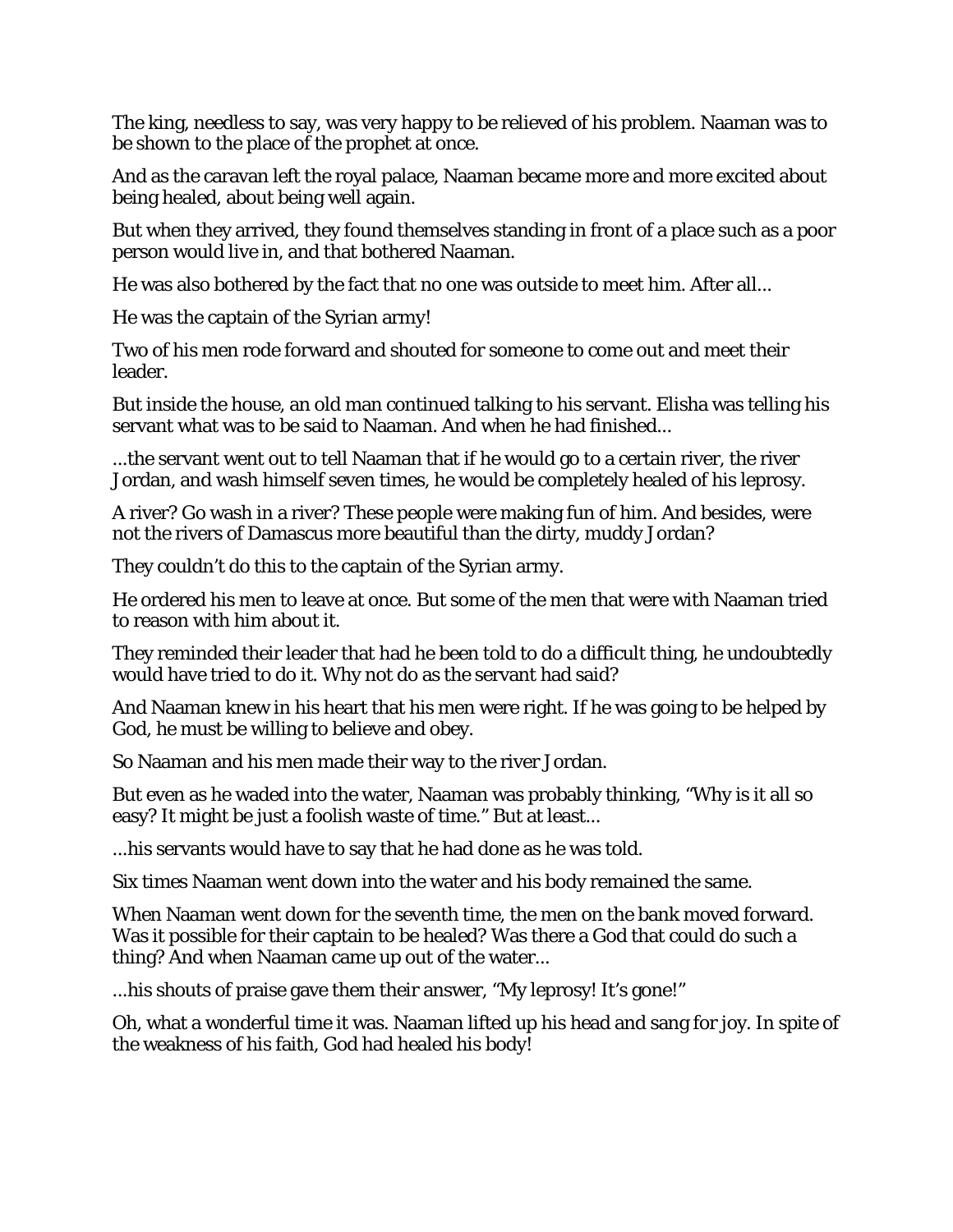The king, needless to say, was very happy to be relieved of his problem. Naaman was to be shown to the place of the prophet at once.

And as the caravan left the royal palace, Naaman became more and more excited about being healed, about being well again.

But when they arrived, they found themselves standing in front of a place such as a poor person would live in, and that bothered Naaman.

He was also bothered by the fact that no one was outside to meet him. After all...

He was the captain of the Syrian army!

Two of his men rode forward and shouted for someone to come out and meet their leader.

But inside the house, an old man continued talking to his servant. Elisha was telling his servant what was to be said to Naaman. And when he had finished...

...the servant went out to tell Naaman that if he would go to a certain river, the river Jordan, and wash himself seven times, he would be completely healed of his leprosy.

A river? Go wash in a river? These people were making fun of him. And besides, were not the rivers of Damascus more beautiful than the dirty, muddy Jordan?

They couldn't do this to the captain of the Syrian army.

He ordered his men to leave at once. But some of the men that were with Naaman tried to reason with him about it.

They reminded their leader that had he been told to do a difficult thing, he undoubtedly would have tried to do it. Why not do as the servant had said?

And Naaman knew in his heart that his men were right. If he was going to be helped by God, he must be willing to believe and obey.

So Naaman and his men made their way to the river Jordan.

But even as he waded into the water, Naaman was probably thinking, "Why is it all so easy? It might be just a foolish waste of time." But at least...

...his servants would have to say that he had done as he was told.

Six times Naaman went down into the water and his body remained the same.

When Naaman went down for the seventh time, the men on the bank moved forward. Was it possible for their captain to be healed? Was there a God that could do such a thing? And when Naaman came up out of the water...

...his shouts of praise gave them their answer, "My leprosy! It's gone!"

Oh, what a wonderful time it was. Naaman lifted up his head and sang for joy. In spite of the weakness of his faith, God had healed his body!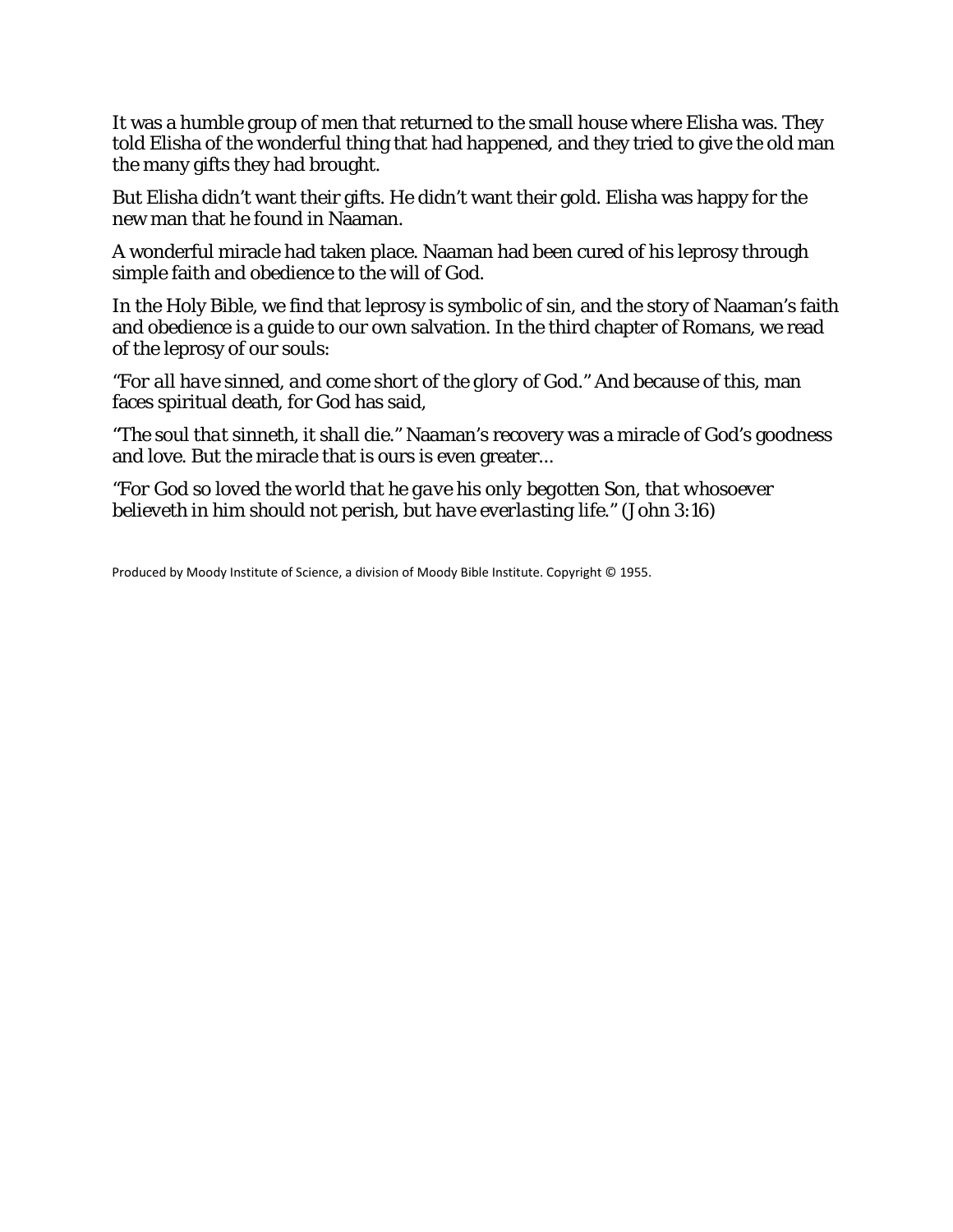It was a humble group of men that returned to the small house where Elisha was. They told Elisha of the wonderful thing that had happened, and they tried to give the old man the many gifts they had brought.

But Elisha didn't want their gifts. He didn't want their gold. Elisha was happy for the new man that he found in Naaman.

A wonderful miracle had taken place. Naaman had been cured of his leprosy through simple faith and obedience to the will of God.

In the Holy Bible, we find that leprosy is symbolic of sin, and the story of Naaman's faith and obedience is a guide to our own salvation. In the third chapter of Romans, we read of the leprosy of our souls:

"*For all have sinned, and come short of the glory of God.*" And because of this, man faces spiritual death, for God has said,

"*The soul that sinneth, it shall die.*" Naaman's recovery was a miracle of God's goodness and love. But the miracle that is ours is even greater...

"*For God so loved the world that he gave his only begotten Son, that whosoever believeth in him should not perish, but have everlasting life.*" (John 3:16)

Produced by Moody Institute of Science, a division of Moody Bible Institute. Copyright © 1955.